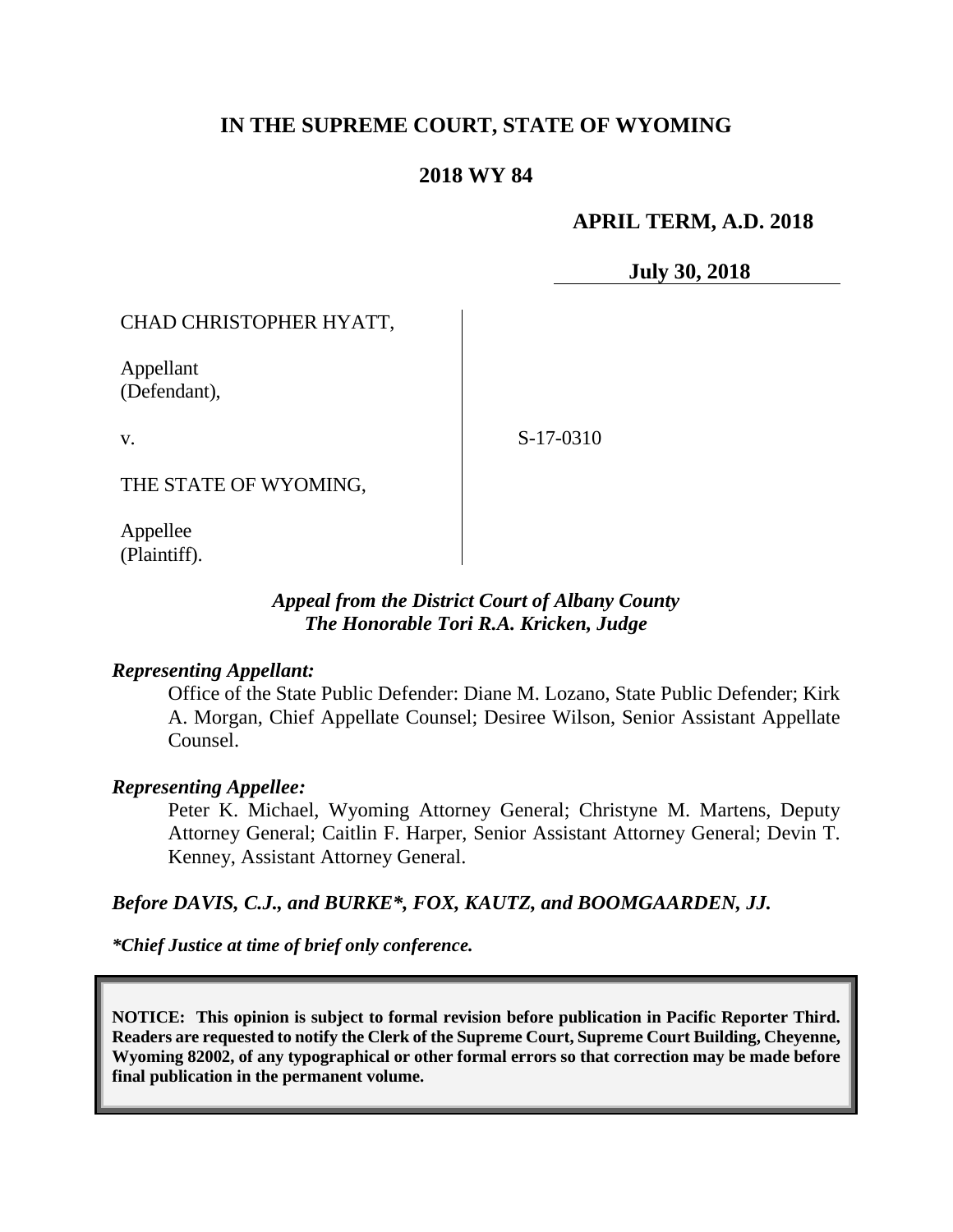**IN THE SUPREME COURT, STATE OF WYOMING**

**2018 WY 84**

**APRIL TERM, A.D. 2018**

**July 30, 2018**

CHAD CHRISTOPHER HYATT,

Appellant
(Defendant),

v.

S-17-0310

THE STATE OF WYOMING,

Appellee
(Plaintiff).

***Appeal from the District Court of Albany County***
***The Honorable Tori R.A. Kricken, Judge***

***Representing Appellant:***

Office of the State Public Defender: Diane M. Lozano, State Public Defender; Kirk A. Morgan, Chief Appellate Counsel; Desiree Wilson, Senior Assistant Appellate Counsel.

***Representing Appellee:***

Peter K. Michael, Wyoming Attorney General; Christyne M. Martens, Deputy Attorney General; Caitlin F. Harper, Senior Assistant Attorney General; Devin T. Kenney, Assistant Attorney General.

***Before DAVIS, C.J., and BURKE\*, FOX, KAUTZ, and BOOMGAARDEN, JJ.***

***\*Chief Justice at time of brief only conference.***

**NOTICE: This opinion is subject to formal revision before publication in Pacific Reporter Third. Readers are requested to notify the Clerk of the Supreme Court, Supreme Court Building, Cheyenne, Wyoming 82002, of any typographical or other formal errors so that correction may be made before final publication in the permanent volume.**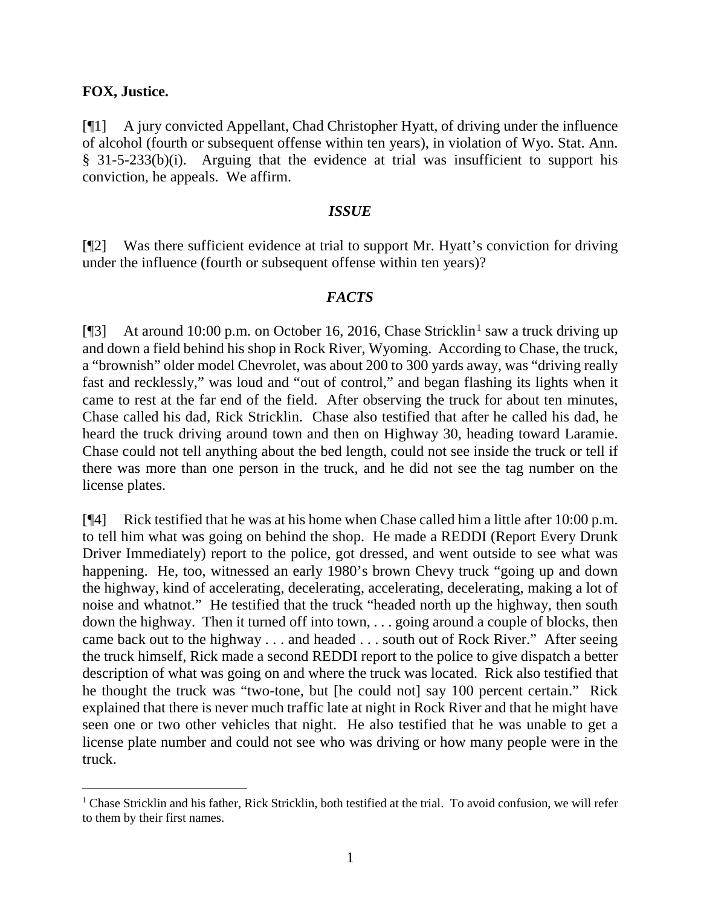**FOX, Justice.**

[¶1] A jury convicted Appellant, Chad Christopher Hyatt, of driving under the influence of alcohol (fourth or subsequent offense within ten years), in violation of Wyo. Stat. Ann. § 31-5-233(b)(i). Arguing that the evidence at trial was insufficient to support his conviction, he appeals. We affirm.

### *ISSUE*

[¶2] Was there sufficient evidence at trial to support Mr. Hyatt's conviction for driving under the influence (fourth or subsequent offense within ten years)?

### *FACTS*

[¶3] At around 10:00 p.m. on October 16, 2016, Chase Stricklin[1] saw a truck driving up and down a field behind his shop in Rock River, Wyoming. According to Chase, the truck, a "brownish" older model Chevrolet, was about 200 to 300 yards away, was "driving really fast and recklessly," was loud and "out of control," and began flashing its lights when it came to rest at the far end of the field. After observing the truck for about ten minutes, Chase called his dad, Rick Stricklin. Chase also testified that after he called his dad, he heard the truck driving around town and then on Highway 30, heading toward Laramie. Chase could not tell anything about the bed length, could not see inside the truck or tell if there was more than one person in the truck, and he did not see the tag number on the license plates.

[¶4] Rick testified that he was at his home when Chase called him a little after 10:00 p.m. to tell him what was going on behind the shop. He made a REDDI (Report Every Drunk Driver Immediately) report to the police, got dressed, and went outside to see what was happening. He, too, witnessed an early 1980's brown Chevy truck "going up and down the highway, kind of accelerating, decelerating, accelerating, decelerating, making a lot of noise and whatnot." He testified that the truck "headed north up the highway, then south down the highway. Then it turned off into town, . . . going around a couple of blocks, then came back out to the highway . . . and headed . . . south out of Rock River." After seeing the truck himself, Rick made a second REDDI report to the police to give dispatch a better description of what was going on and where the truck was located. Rick also testified that he thought the truck was "two-tone, but [he could not] say 100 percent certain." Rick explained that there is never much traffic late at night in Rock River and that he might have seen one or two other vehicles that night. He also testified that he was unable to get a license plate number and could not see who was driving or how many people were in the truck.

[1] Chase Stricklin and his father, Rick Stricklin, both testified at the trial. To avoid confusion, we will refer to them by their first names.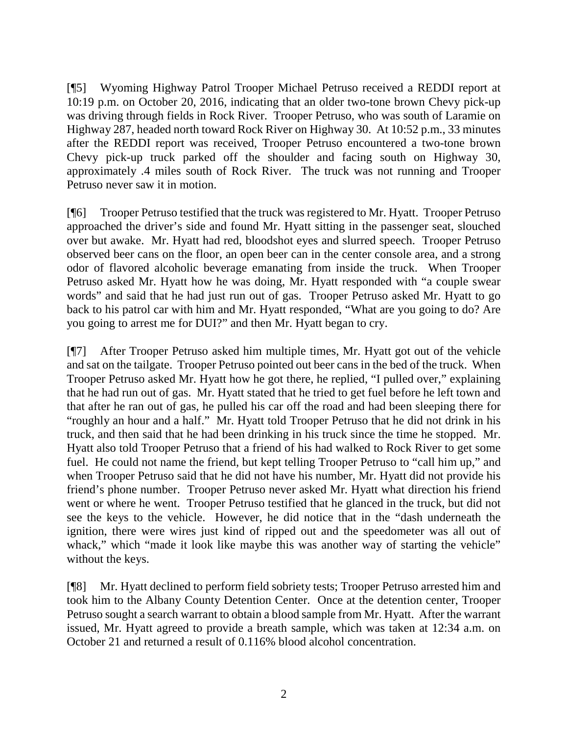[¶5] Wyoming Highway Patrol Trooper Michael Petruso received a REDDI report at 10:19 p.m. on October 20, 2016, indicating that an older two-tone brown Chevy pick-up was driving through fields in Rock River. Trooper Petruso, who was south of Laramie on Highway 287, headed north toward Rock River on Highway 30. At 10:52 p.m., 33 minutes after the REDDI report was received, Trooper Petruso encountered a two-tone brown Chevy pick-up truck parked off the shoulder and facing south on Highway 30, approximately .4 miles south of Rock River. The truck was not running and Trooper Petruso never saw it in motion.

[¶6] Trooper Petruso testified that the truck was registered to Mr. Hyatt. Trooper Petruso approached the driver's side and found Mr. Hyatt sitting in the passenger seat, slouched over but awake. Mr. Hyatt had red, bloodshot eyes and slurred speech. Trooper Petruso observed beer cans on the floor, an open beer can in the center console area, and a strong odor of flavored alcoholic beverage emanating from inside the truck. When Trooper Petruso asked Mr. Hyatt how he was doing, Mr. Hyatt responded with "a couple swear words" and said that he had just run out of gas. Trooper Petruso asked Mr. Hyatt to go back to his patrol car with him and Mr. Hyatt responded, "What are you going to do? Are you going to arrest me for DUI?" and then Mr. Hyatt began to cry.

[¶7] After Trooper Petruso asked him multiple times, Mr. Hyatt got out of the vehicle and sat on the tailgate. Trooper Petruso pointed out beer cans in the bed of the truck. When Trooper Petruso asked Mr. Hyatt how he got there, he replied, "I pulled over," explaining that he had run out of gas. Mr. Hyatt stated that he tried to get fuel before he left town and that after he ran out of gas, he pulled his car off the road and had been sleeping there for "roughly an hour and a half." Mr. Hyatt told Trooper Petruso that he did not drink in his truck, and then said that he had been drinking in his truck since the time he stopped. Mr. Hyatt also told Trooper Petruso that a friend of his had walked to Rock River to get some fuel. He could not name the friend, but kept telling Trooper Petruso to "call him up," and when Trooper Petruso said that he did not have his number, Mr. Hyatt did not provide his friend's phone number. Trooper Petruso never asked Mr. Hyatt what direction his friend went or where he went. Trooper Petruso testified that he glanced in the truck, but did not see the keys to the vehicle. However, he did notice that in the "dash underneath the ignition, there were wires just kind of ripped out and the speedometer was all out of whack," which "made it look like maybe this was another way of starting the vehicle" without the keys.

[¶8] Mr. Hyatt declined to perform field sobriety tests; Trooper Petruso arrested him and took him to the Albany County Detention Center. Once at the detention center, Trooper Petruso sought a search warrant to obtain a blood sample from Mr. Hyatt. After the warrant issued, Mr. Hyatt agreed to provide a breath sample, which was taken at 12:34 a.m. on October 21 and returned a result of 0.116% blood alcohol concentration.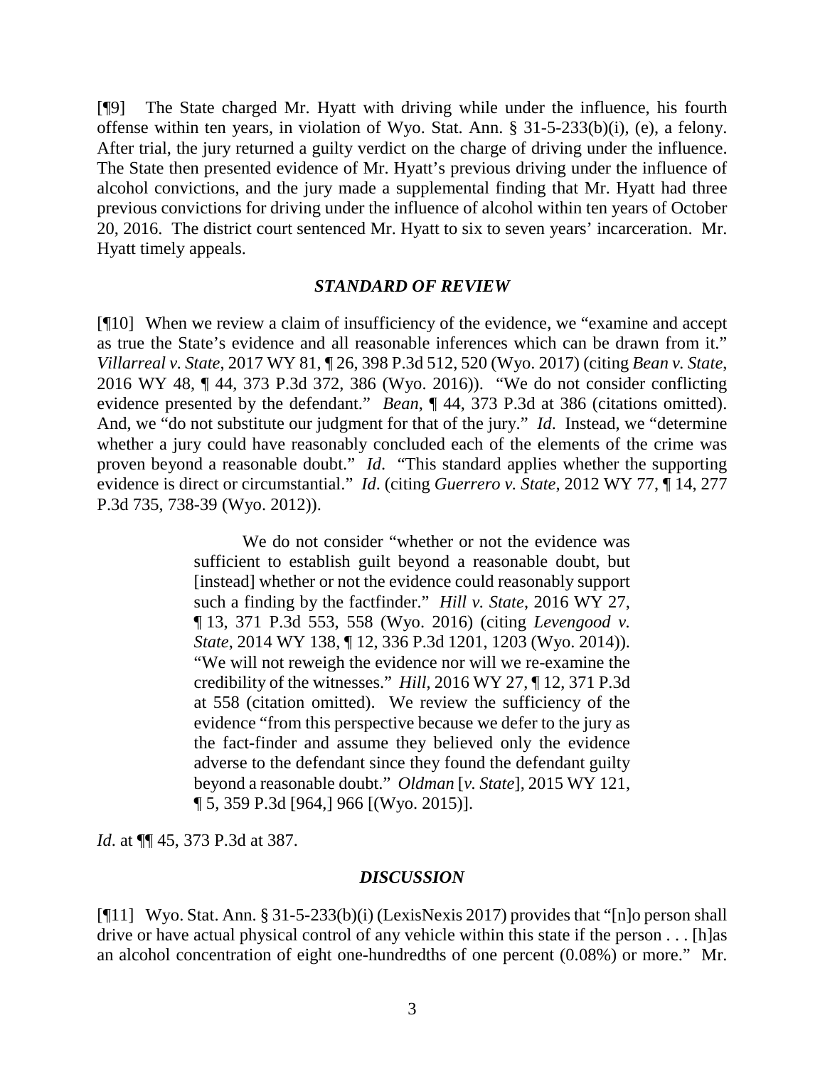[¶9] The State charged Mr. Hyatt with driving while under the influence, his fourth offense within ten years, in violation of Wyo. Stat. Ann. § 31-5-233(b)(i), (e), a felony. After trial, the jury returned a guilty verdict on the charge of driving under the influence. The State then presented evidence of Mr. Hyatt's previous driving under the influence of alcohol convictions, and the jury made a supplemental finding that Mr. Hyatt had three previous convictions for driving under the influence of alcohol within ten years of October 20, 2016. The district court sentenced Mr. Hyatt to six to seven years' incarceration. Mr. Hyatt timely appeals.

### *STANDARD OF REVIEW*

[¶10] When we review a claim of insufficiency of the evidence, we "examine and accept as true the State's evidence and all reasonable inferences which can be drawn from it." *Villarreal v. State*, 2017 WY 81, ¶ 26, 398 P.3d 512, 520 (Wyo. 2017) (citing *Bean v. State*, 2016 WY 48, ¶ 44, 373 P.3d 372, 386 (Wyo. 2016)). "We do not consider conflicting evidence presented by the defendant." *Bean*, ¶ 44, 373 P.3d at 386 (citations omitted). And, we "do not substitute our judgment for that of the jury." *Id*. Instead, we "determine whether a jury could have reasonably concluded each of the elements of the crime was proven beyond a reasonable doubt." *Id*. "This standard applies whether the supporting evidence is direct or circumstantial." *Id*. (citing *Guerrero v. State*, 2012 WY 77, ¶ 14, 277 P.3d 735, 738-39 (Wyo. 2012)).

> We do not consider "whether or not the evidence was sufficient to establish guilt beyond a reasonable doubt, but [instead] whether or not the evidence could reasonably support such a finding by the factfinder." *Hill v. State*, 2016 WY 27, ¶ 13, 371 P.3d 553, 558 (Wyo. 2016) (citing *Levengood v. State*, 2014 WY 138, ¶ 12, 336 P.3d 1201, 1203 (Wyo. 2014)). "We will not reweigh the evidence nor will we re-examine the credibility of the witnesses." *Hill*, 2016 WY 27, ¶ 12, 371 P.3d at 558 (citation omitted). We review the sufficiency of the evidence "from this perspective because we defer to the jury as the fact-finder and assume they believed only the evidence adverse to the defendant since they found the defendant guilty beyond a reasonable doubt." *Oldman* [*v. State*], 2015 WY 121, ¶ 5, 359 P.3d [964,] 966 [(Wyo. 2015)].

*Id*. at ¶¶ 45, 373 P.3d at 387.

### *DISCUSSION*

[¶11] Wyo. Stat. Ann. § 31-5-233(b)(i) (LexisNexis 2017) provides that "[n]o person shall drive or have actual physical control of any vehicle within this state if the person . . . [h]as an alcohol concentration of eight one-hundredths of one percent (0.08%) or more." Mr.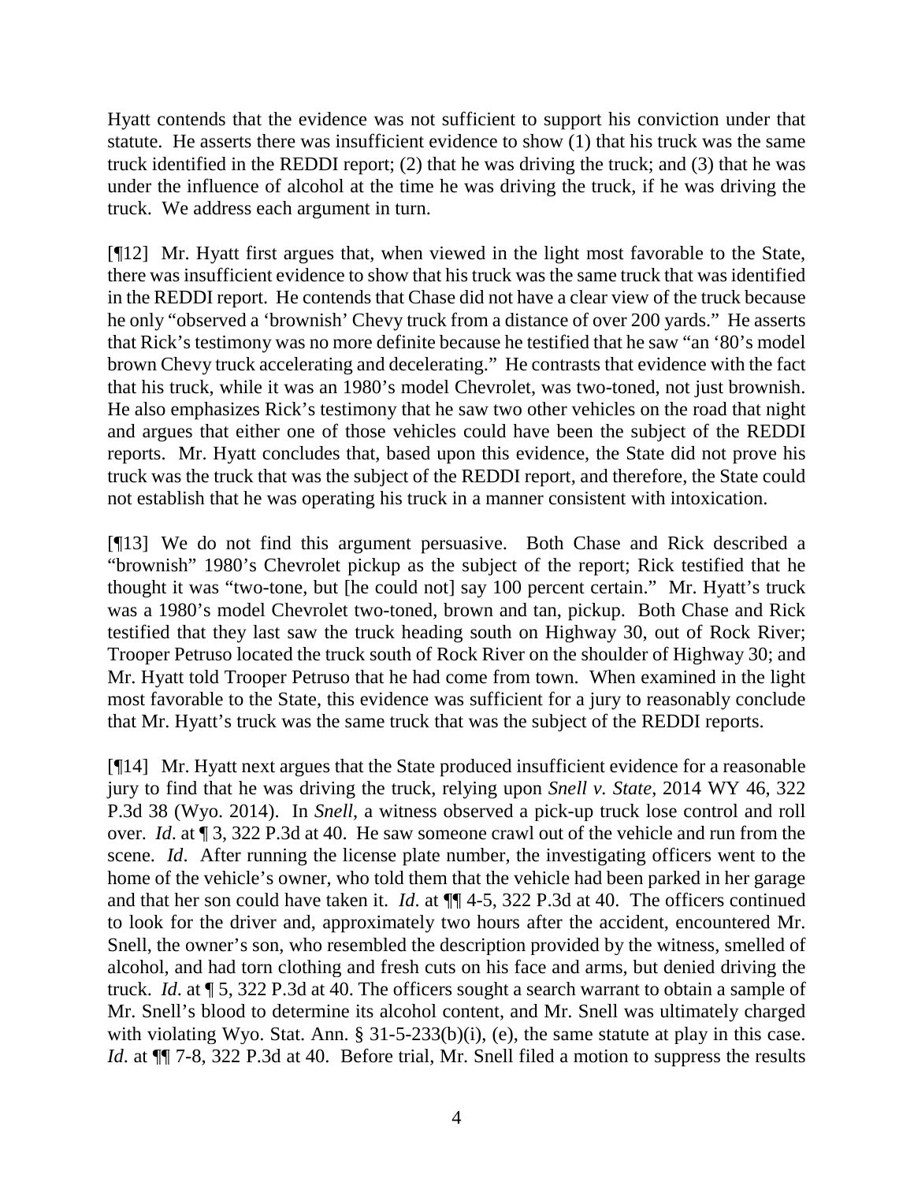Hyatt contends that the evidence was not sufficient to support his conviction under that statute. He asserts there was insufficient evidence to show (1) that his truck was the same truck identified in the REDDI report; (2) that he was driving the truck; and (3) that he was under the influence of alcohol at the time he was driving the truck, if he was driving the truck. We address each argument in turn.

[¶12] Mr. Hyatt first argues that, when viewed in the light most favorable to the State, there was insufficient evidence to show that his truck was the same truck that was identified in the REDDI report. He contends that Chase did not have a clear view of the truck because he only "observed a 'brownish' Chevy truck from a distance of over 200 yards." He asserts that Rick's testimony was no more definite because he testified that he saw "an '80's model brown Chevy truck accelerating and decelerating." He contrasts that evidence with the fact that his truck, while it was an 1980's model Chevrolet, was two-toned, not just brownish. He also emphasizes Rick's testimony that he saw two other vehicles on the road that night and argues that either one of those vehicles could have been the subject of the REDDI reports. Mr. Hyatt concludes that, based upon this evidence, the State did not prove his truck was the truck that was the subject of the REDDI report, and therefore, the State could not establish that he was operating his truck in a manner consistent with intoxication.

[¶13] We do not find this argument persuasive. Both Chase and Rick described a "brownish" 1980's Chevrolet pickup as the subject of the report; Rick testified that he thought it was "two-tone, but [he could not] say 100 percent certain." Mr. Hyatt's truck was a 1980's model Chevrolet two-toned, brown and tan, pickup. Both Chase and Rick testified that they last saw the truck heading south on Highway 30, out of Rock River; Trooper Petruso located the truck south of Rock River on the shoulder of Highway 30; and Mr. Hyatt told Trooper Petruso that he had come from town. When examined in the light most favorable to the State, this evidence was sufficient for a jury to reasonably conclude that Mr. Hyatt's truck was the same truck that was the subject of the REDDI reports.

[¶14] Mr. Hyatt next argues that the State produced insufficient evidence for a reasonable jury to find that he was driving the truck, relying upon *Snell v. State*, 2014 WY 46, 322 P.3d 38 (Wyo. 2014). In *Snell*, a witness observed a pick-up truck lose control and roll over. *Id*. at ¶ 3, 322 P.3d at 40. He saw someone crawl out of the vehicle and run from the scene. *Id*. After running the license plate number, the investigating officers went to the home of the vehicle's owner, who told them that the vehicle had been parked in her garage and that her son could have taken it. *Id*. at ¶¶ 4-5, 322 P.3d at 40. The officers continued to look for the driver and, approximately two hours after the accident, encountered Mr. Snell, the owner's son, who resembled the description provided by the witness, smelled of alcohol, and had torn clothing and fresh cuts on his face and arms, but denied driving the truck. *Id*. at ¶ 5, 322 P.3d at 40. The officers sought a search warrant to obtain a sample of Mr. Snell's blood to determine its alcohol content, and Mr. Snell was ultimately charged with violating Wyo. Stat. Ann. § 31-5-233(b)(i), (e), the same statute at play in this case. *Id*. at ¶¶ 7-8, 322 P.3d at 40. Before trial, Mr. Snell filed a motion to suppress the results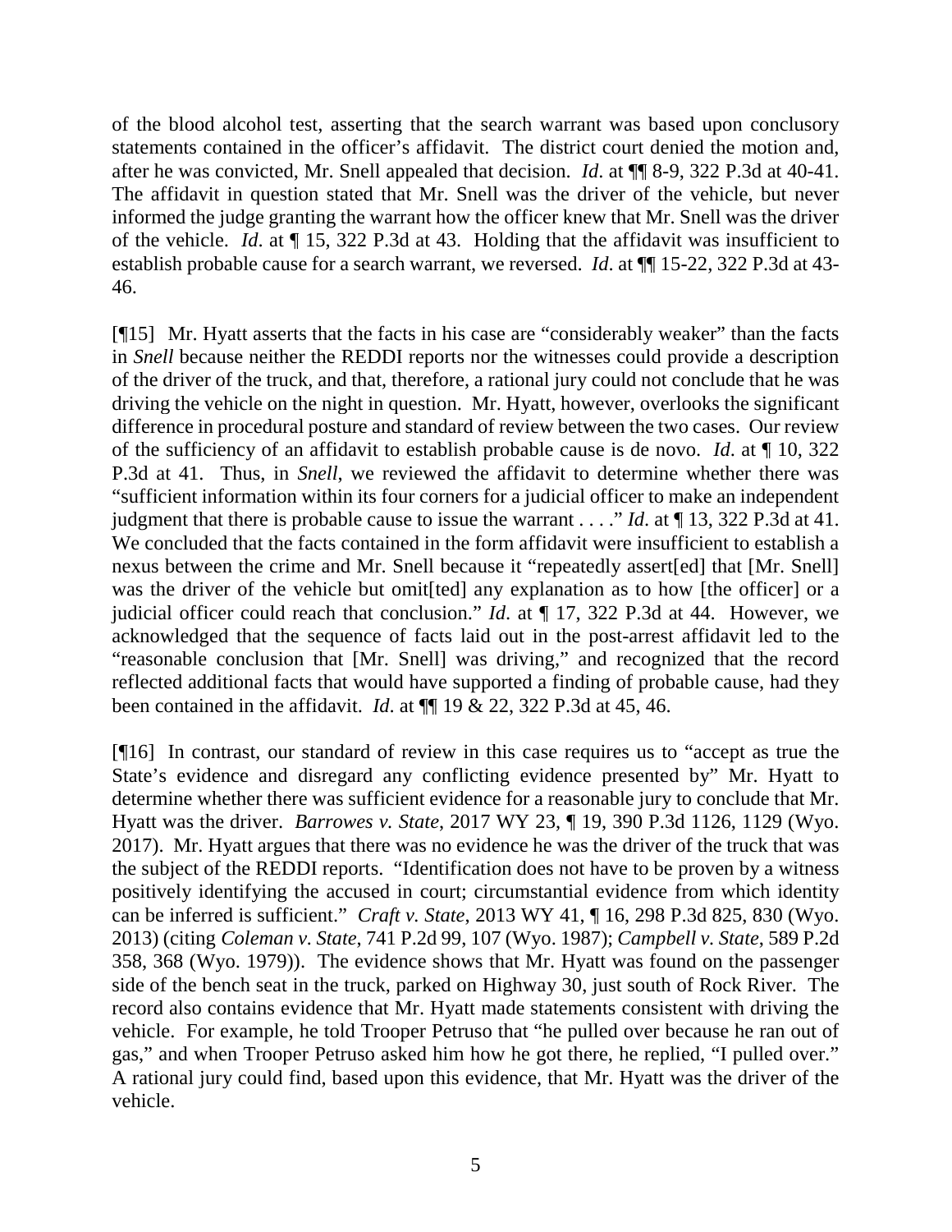of the blood alcohol test, asserting that the search warrant was based upon conclusory statements contained in the officer's affidavit. The district court denied the motion and, after he was convicted, Mr. Snell appealed that decision. *Id*. at ¶¶ 8-9, 322 P.3d at 40-41. The affidavit in question stated that Mr. Snell was the driver of the vehicle, but never informed the judge granting the warrant how the officer knew that Mr. Snell was the driver of the vehicle. *Id*. at ¶ 15, 322 P.3d at 43. Holding that the affidavit was insufficient to establish probable cause for a search warrant, we reversed. *Id*. at ¶¶ 15-22, 322 P.3d at 43-46.

[¶15] Mr. Hyatt asserts that the facts in his case are "considerably weaker" than the facts in *Snell* because neither the REDDI reports nor the witnesses could provide a description of the driver of the truck, and that, therefore, a rational jury could not conclude that he was driving the vehicle on the night in question. Mr. Hyatt, however, overlooks the significant difference in procedural posture and standard of review between the two cases. Our review of the sufficiency of an affidavit to establish probable cause is de novo. *Id*. at ¶ 10, 322 P.3d at 41. Thus, in *Snell*, we reviewed the affidavit to determine whether there was "sufficient information within its four corners for a judicial officer to make an independent judgment that there is probable cause to issue the warrant . . . ." *Id*. at ¶ 13, 322 P.3d at 41. We concluded that the facts contained in the form affidavit were insufficient to establish a nexus between the crime and Mr. Snell because it "repeatedly assert[ed] that [Mr. Snell] was the driver of the vehicle but omit[ted] any explanation as to how [the officer] or a judicial officer could reach that conclusion." *Id*. at ¶ 17, 322 P.3d at 44. However, we acknowledged that the sequence of facts laid out in the post-arrest affidavit led to the "reasonable conclusion that [Mr. Snell] was driving," and recognized that the record reflected additional facts that would have supported a finding of probable cause, had they been contained in the affidavit. *Id*. at ¶¶ 19 & 22, 322 P.3d at 45, 46.

[¶16] In contrast, our standard of review in this case requires us to "accept as true the State's evidence and disregard any conflicting evidence presented by" Mr. Hyatt to determine whether there was sufficient evidence for a reasonable jury to conclude that Mr. Hyatt was the driver. *Barrowes v. State*, 2017 WY 23, ¶ 19, 390 P.3d 1126, 1129 (Wyo. 2017). Mr. Hyatt argues that there was no evidence he was the driver of the truck that was the subject of the REDDI reports. "Identification does not have to be proven by a witness positively identifying the accused in court; circumstantial evidence from which identity can be inferred is sufficient." *Craft v. State*, 2013 WY 41, ¶ 16, 298 P.3d 825, 830 (Wyo. 2013) (citing *Coleman v. State*, 741 P.2d 99, 107 (Wyo. 1987); *Campbell v. State*, 589 P.2d 358, 368 (Wyo. 1979)). The evidence shows that Mr. Hyatt was found on the passenger side of the bench seat in the truck, parked on Highway 30, just south of Rock River. The record also contains evidence that Mr. Hyatt made statements consistent with driving the vehicle. For example, he told Trooper Petruso that "he pulled over because he ran out of gas," and when Trooper Petruso asked him how he got there, he replied, "I pulled over." A rational jury could find, based upon this evidence, that Mr. Hyatt was the driver of the vehicle.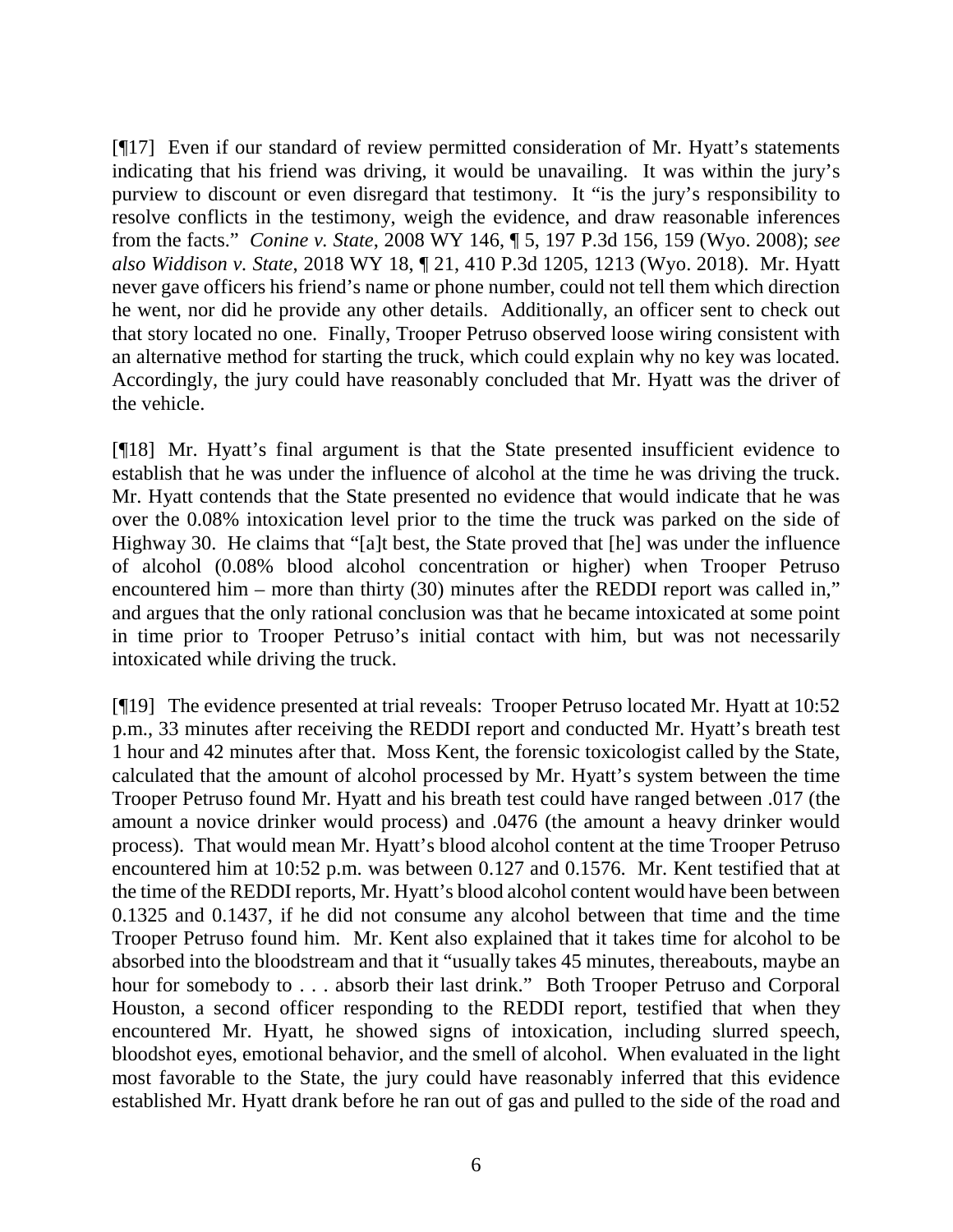[¶17] Even if our standard of review permitted consideration of Mr. Hyatt's statements indicating that his friend was driving, it would be unavailing. It was within the jury's purview to discount or even disregard that testimony. It "is the jury's responsibility to resolve conflicts in the testimony, weigh the evidence, and draw reasonable inferences from the facts." *Conine v. State*, 2008 WY 146, ¶ 5, 197 P.3d 156, 159 (Wyo. 2008); *see also Widdison v. State*, 2018 WY 18, ¶ 21, 410 P.3d 1205, 1213 (Wyo. 2018). Mr. Hyatt never gave officers his friend's name or phone number, could not tell them which direction he went, nor did he provide any other details. Additionally, an officer sent to check out that story located no one. Finally, Trooper Petruso observed loose wiring consistent with an alternative method for starting the truck, which could explain why no key was located. Accordingly, the jury could have reasonably concluded that Mr. Hyatt was the driver of the vehicle.

[¶18] Mr. Hyatt's final argument is that the State presented insufficient evidence to establish that he was under the influence of alcohol at the time he was driving the truck. Mr. Hyatt contends that the State presented no evidence that would indicate that he was over the 0.08% intoxication level prior to the time the truck was parked on the side of Highway 30. He claims that "[a]t best, the State proved that [he] was under the influence of alcohol (0.08% blood alcohol concentration or higher) when Trooper Petruso encountered him – more than thirty (30) minutes after the REDDI report was called in," and argues that the only rational conclusion was that he became intoxicated at some point in time prior to Trooper Petruso's initial contact with him, but was not necessarily intoxicated while driving the truck.

[¶19] The evidence presented at trial reveals: Trooper Petruso located Mr. Hyatt at 10:52 p.m., 33 minutes after receiving the REDDI report and conducted Mr. Hyatt's breath test 1 hour and 42 minutes after that. Moss Kent, the forensic toxicologist called by the State, calculated that the amount of alcohol processed by Mr. Hyatt's system between the time Trooper Petruso found Mr. Hyatt and his breath test could have ranged between .017 (the amount a novice drinker would process) and .0476 (the amount a heavy drinker would process). That would mean Mr. Hyatt's blood alcohol content at the time Trooper Petruso encountered him at 10:52 p.m. was between 0.127 and 0.1576. Mr. Kent testified that at the time of the REDDI reports, Mr. Hyatt's blood alcohol content would have been between 0.1325 and 0.1437, if he did not consume any alcohol between that time and the time Trooper Petruso found him. Mr. Kent also explained that it takes time for alcohol to be absorbed into the bloodstream and that it "usually takes 45 minutes, thereabouts, maybe an hour for somebody to . . . absorb their last drink." Both Trooper Petruso and Corporal Houston, a second officer responding to the REDDI report, testified that when they encountered Mr. Hyatt, he showed signs of intoxication, including slurred speech, bloodshot eyes, emotional behavior, and the smell of alcohol. When evaluated in the light most favorable to the State, the jury could have reasonably inferred that this evidence established Mr. Hyatt drank before he ran out of gas and pulled to the side of the road and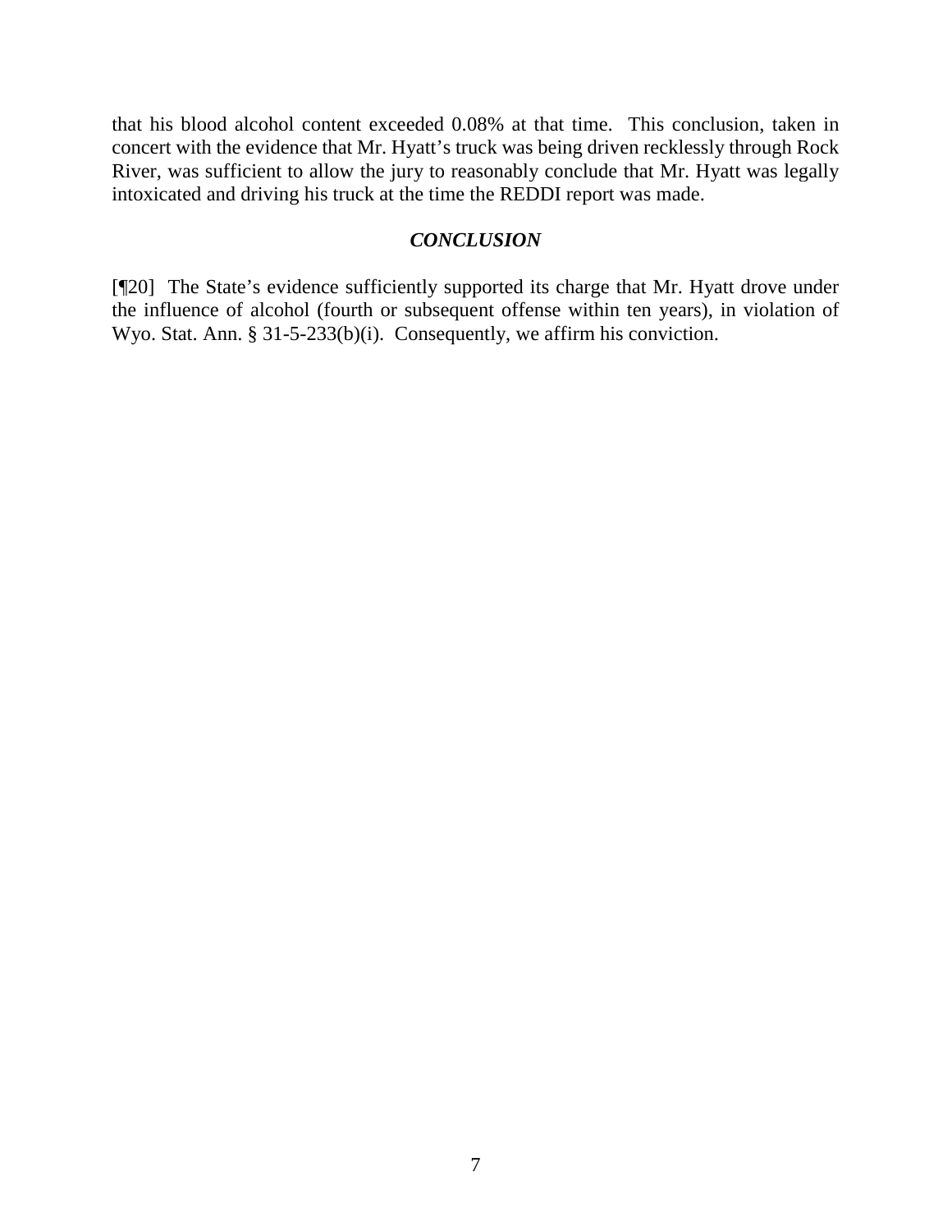that his blood alcohol content exceeded 0.08% at that time. This conclusion, taken in concert with the evidence that Mr. Hyatt's truck was being driven recklessly through Rock River, was sufficient to allow the jury to reasonably conclude that Mr. Hyatt was legally intoxicated and driving his truck at the time the REDDI report was made.

### *CONCLUSION*

[¶20] The State's evidence sufficiently supported its charge that Mr. Hyatt drove under the influence of alcohol (fourth or subsequent offense within ten years), in violation of Wyo. Stat. Ann. § 31-5-233(b)(i). Consequently, we affirm his conviction.